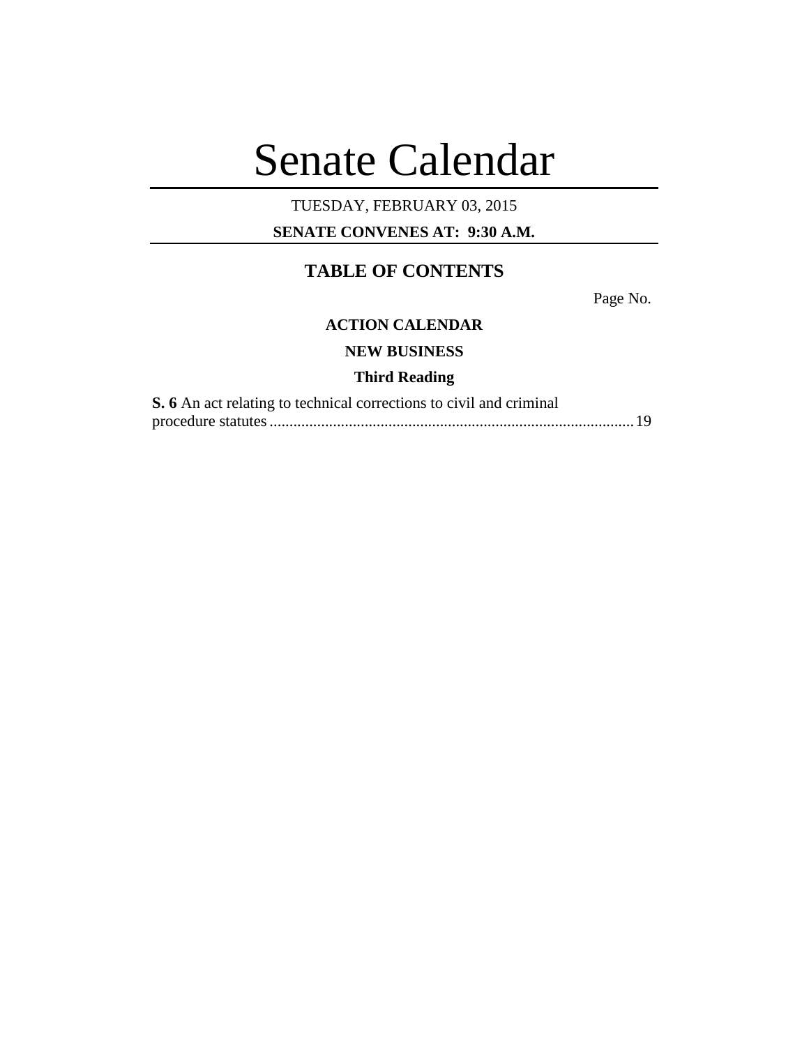# Senate Calendar

TUESDAY, FEBRUARY 03, 2015

**SENATE CONVENES AT: 9:30 A.M.**

## TABLE OF CONTENTS

Page No.

**ACTION CALENDAR**

**NEW BUSINESS**

**Third Reading**

**S. 6** An act relating to technical corrections to civil and criminal procedure statutes ............................................................................................ 19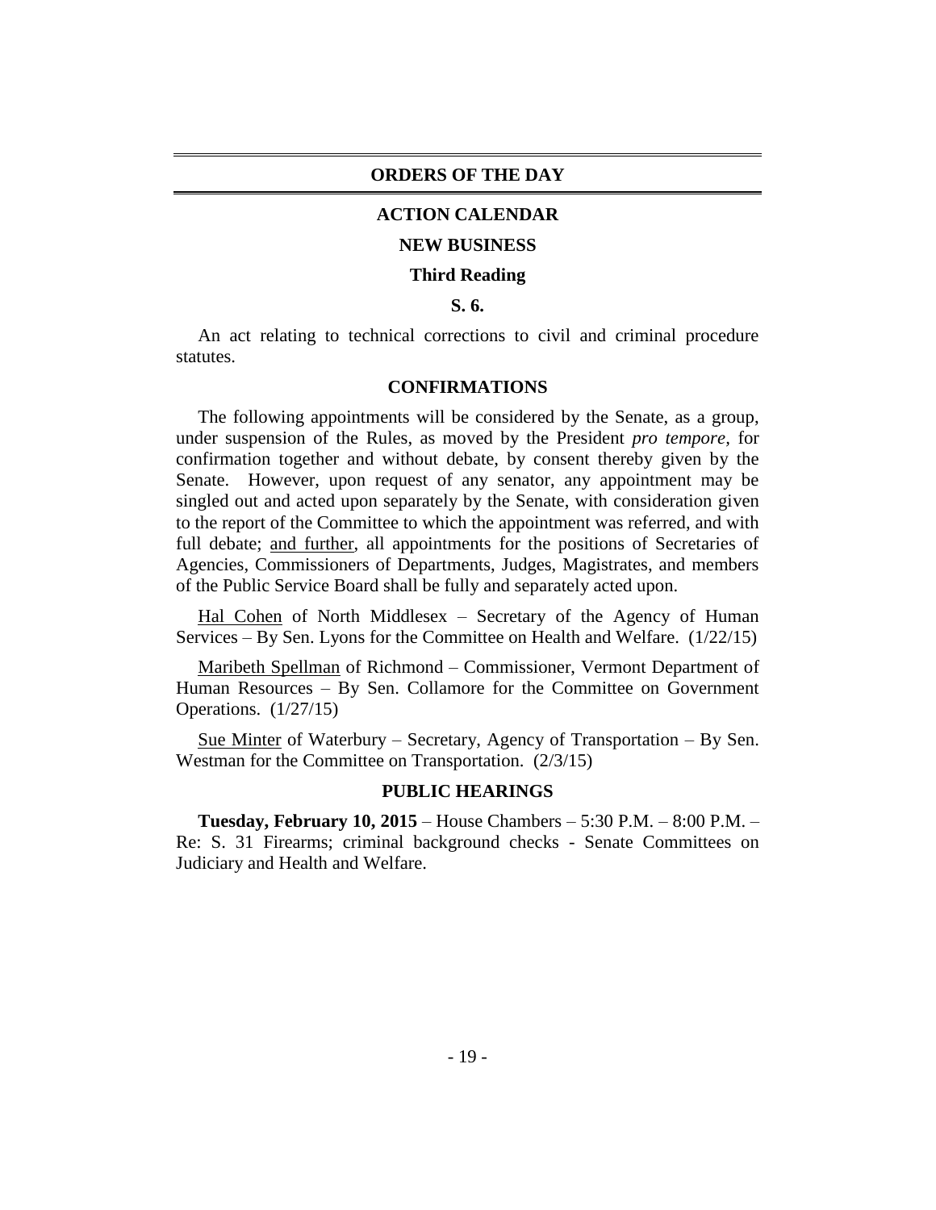## ORDERS OF THE DAY

### ACTION CALENDAR

### NEW BUSINESS

#### Third Reading

**S. 6.**

An act relating to technical corrections to civil and criminal procedure statutes.

### CONFIRMATIONS

The following appointments will be considered by the Senate, as a group, under suspension of the Rules, as moved by the President *pro tempore,* for confirmation together and without debate, by consent thereby given by the Senate. However, upon request of any senator, any appointment may be singled out and acted upon separately by the Senate, with consideration given to the report of the Committee to which the appointment was referred, and with full debate; and further, all appointments for the positions of Secretaries of Agencies, Commissioners of Departments, Judges, Magistrates, and members of the Public Service Board shall be fully and separately acted upon.

Hal Cohen of North Middlesex – Secretary of the Agency of Human Services – By Sen. Lyons for the Committee on Health and Welfare. (1/22/15)

Maribeth Spellman of Richmond – Commissioner, Vermont Department of Human Resources – By Sen. Collamore for the Committee on Government Operations. (1/27/15)

Sue Minter of Waterbury – Secretary, Agency of Transportation – By Sen. Westman for the Committee on Transportation. (2/3/15)

### PUBLIC HEARINGS

**Tuesday, February 10, 2015** – House Chambers – 5:30 P.M. – 8:00 P.M. – Re: S. 31 Firearms; criminal background checks - Senate Committees on Judiciary and Health and Welfare.